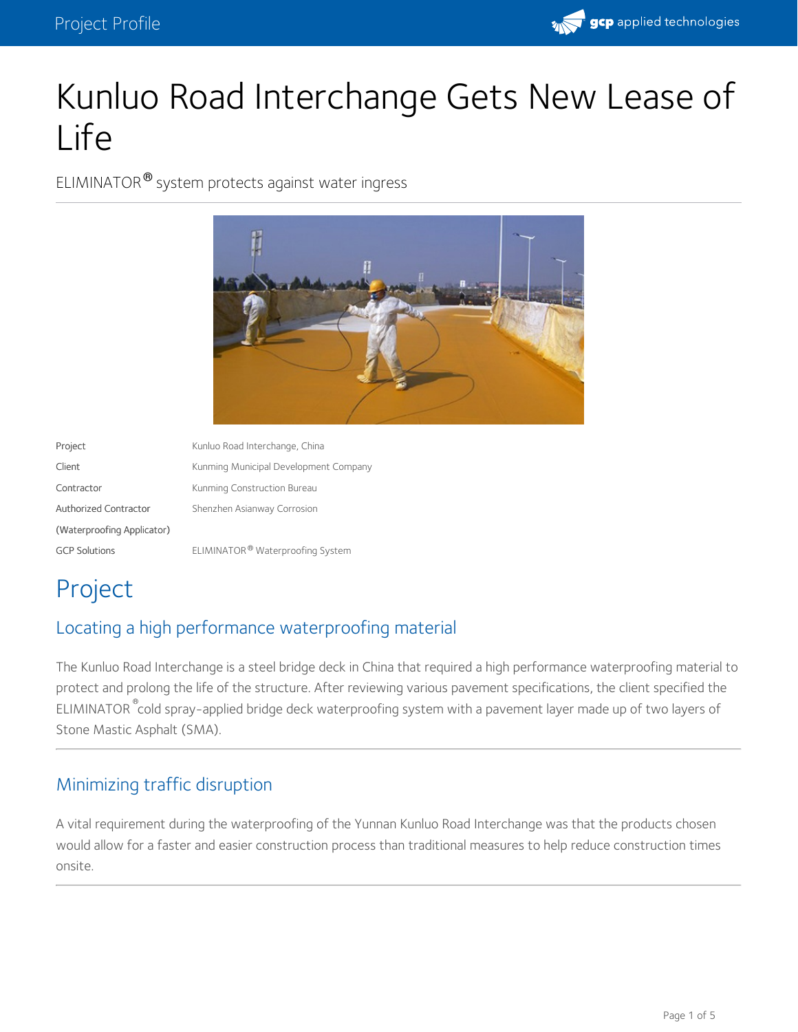# Kunluo Road Interchange Gets New Lease of Life

ELIMINATOR® system protects against water ingress

| | |
|---|---|
| Project | Kunluo Road Interchange, China |
| Client | Kunming Municipal Development Company |
| Contractor | Kunming Construction Bureau |
| Authorized Contractor (Waterproofing Applicator) | Shenzhen Asianway Corrosion |
| GCP Solutions | ELIMINATOR® Waterproofing System |

# Project

## Locating a high performance waterproofing material

The Kunluo Road Interchange is a steel bridge deck in China that required a high performance waterproofing material to protect and prolong the life of the structure. After reviewing various pavement specifications, the client specified the ELIMINATOR® cold spray-applied bridge deck waterproofing system with a pavement layer made up of two layers of Stone Mastic Asphalt (SMA).

## Minimizing traffic disruption

A vital requirement during the waterproofing of the Yunnan Kunluo Road Interchange was that the products chosen would allow for a faster and easier construction process than traditional measures to help reduce construction times onsite.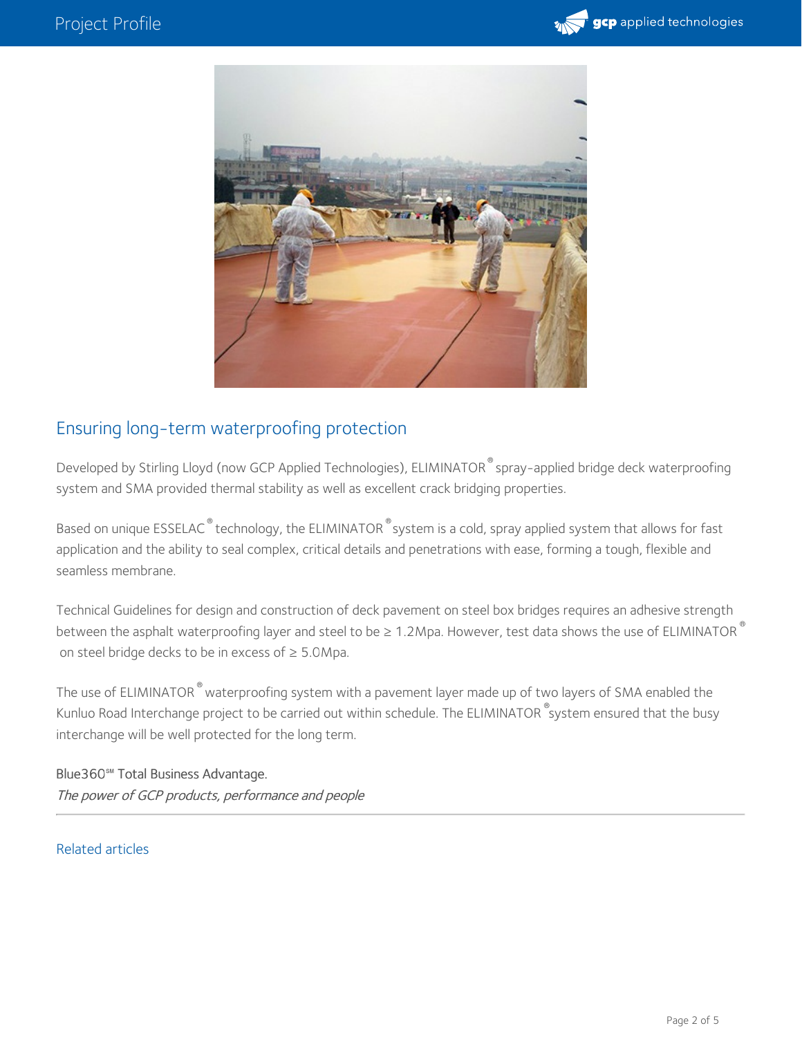## Ensuring long-term waterproofing protection

Developed by Stirling Lloyd (now GCP Applied Technologies), ELIMINATOR® spray-applied bridge deck waterproofing system and SMA provided thermal stability as well as excellent crack bridging properties.

Based on unique ESSELAC® technology, the ELIMINATOR® system is a cold, spray applied system that allows for fast application and the ability to seal complex, critical details and penetrations with ease, forming a tough, flexible and seamless membrane.

Technical Guidelines for design and construction of deck pavement on steel box bridges requires an adhesive strength between the asphalt waterproofing layer and steel to be ≥ 1.2Mpa. However, test data shows the use of ELIMINATOR® on steel bridge decks to be in excess of ≥ 5.0Mpa.

The use of ELIMINATOR® waterproofing system with a pavement layer made up of two layers of SMA enabled the Kunluo Road Interchange project to be carried out within schedule. The ELIMINATOR® system ensured that the busy interchange will be well protected for the long term.

Blue360℠ Total Business Advantage.
*The power of GCP products, performance and people*

---

Related articles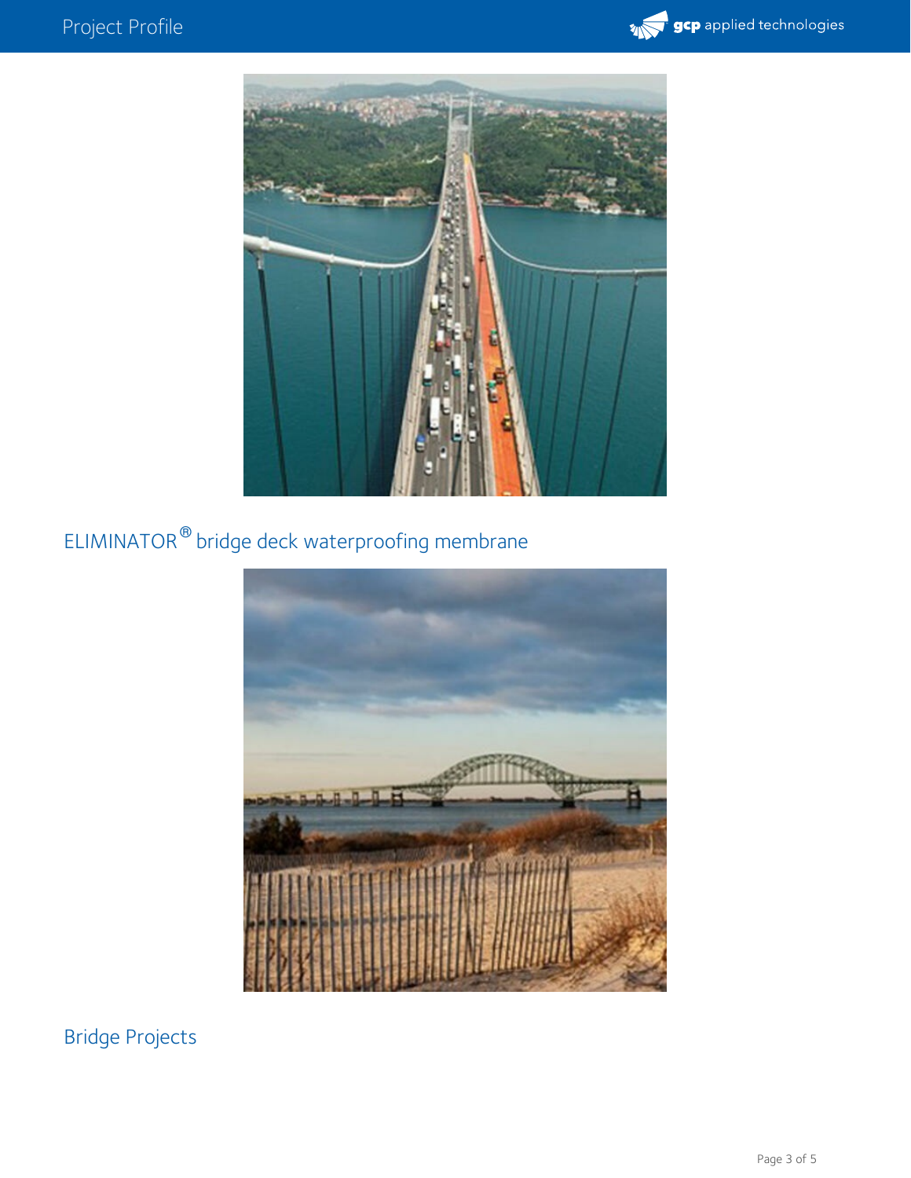ELIMINATOR® bridge deck waterproofing membrane

Bridge Projects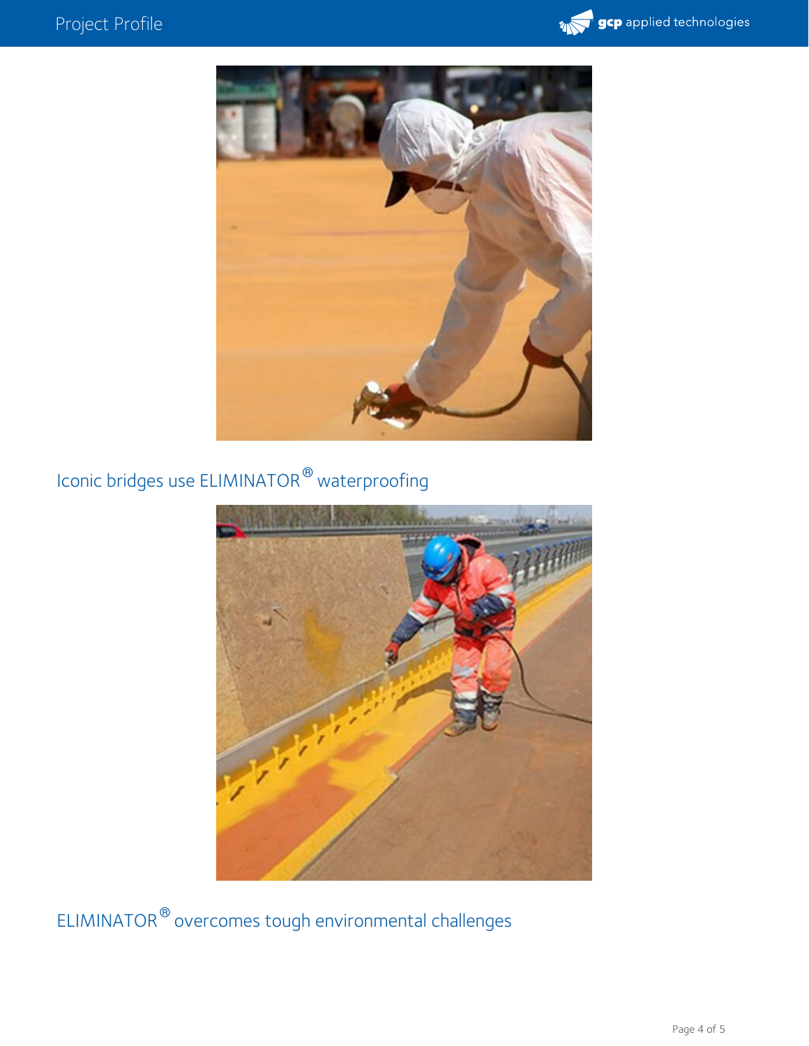Iconic bridges use ELIMINATOR® waterproofing

ELIMINATOR® overcomes tough environmental challenges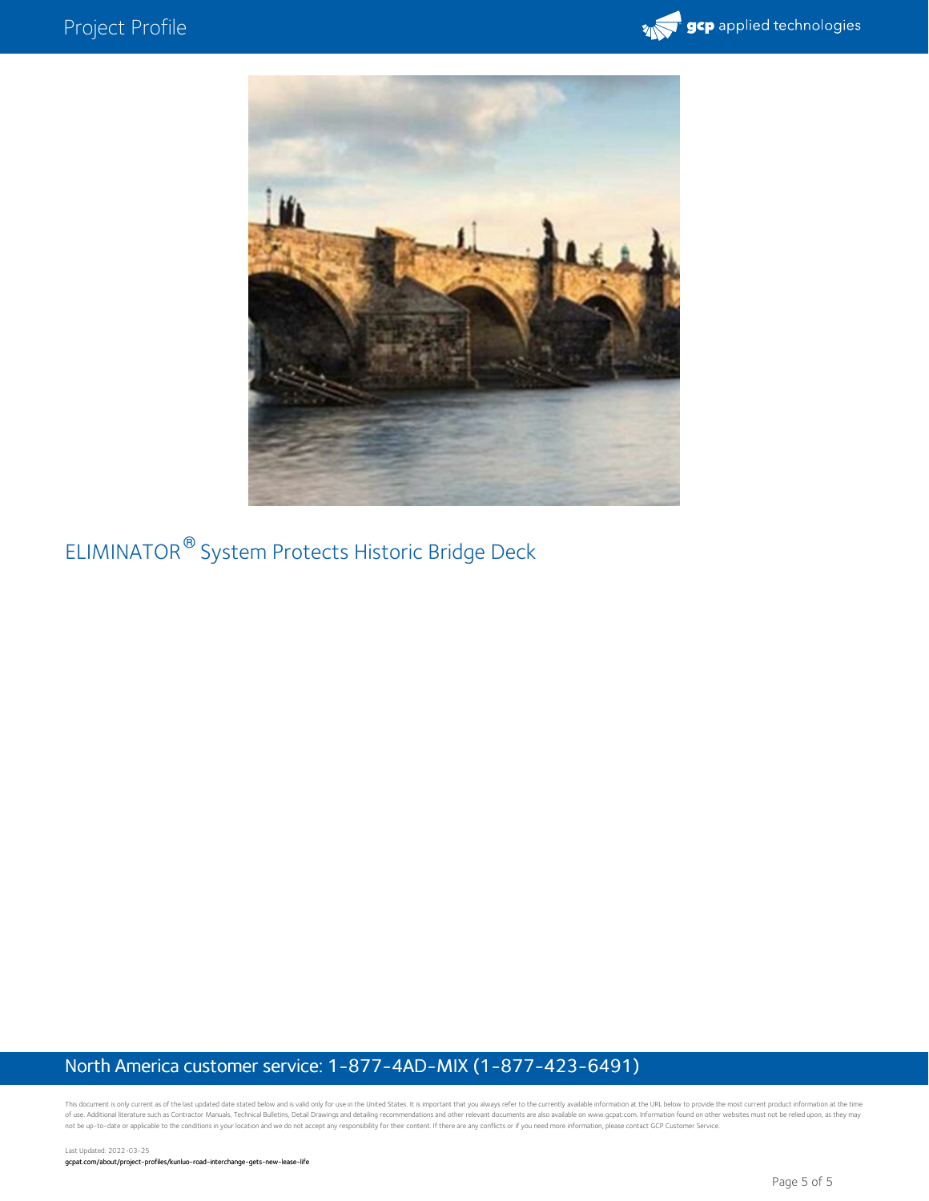ELIMINATOR® System Protects Historic Bridge Deck

North America customer service: 1-877-4AD-MIX (1-877-423-6491)

This document is only current as of the last updated date stated below and is valid only for use in the United States. It is important that you always refer to the currently available information at the URL below to provide the most current product information at the time of use. Additional literature such as Contractor Manuals, Technical Bulletins, Detail Drawings and detailing recommendations and other relevant documents are also available on www.gcpat.com. Information found on other websites must not be relied upon, as they may not be up-to-date or applicable to the conditions in your location and we do not accept any responsibility for their content. If there are any conflicts or if you need more information, please contact GCP Customer Service.

Last Updated: 2022-03-25

gcpat.com/about/project-profiles/kunluo-road-interchange-gets-new-lease-life